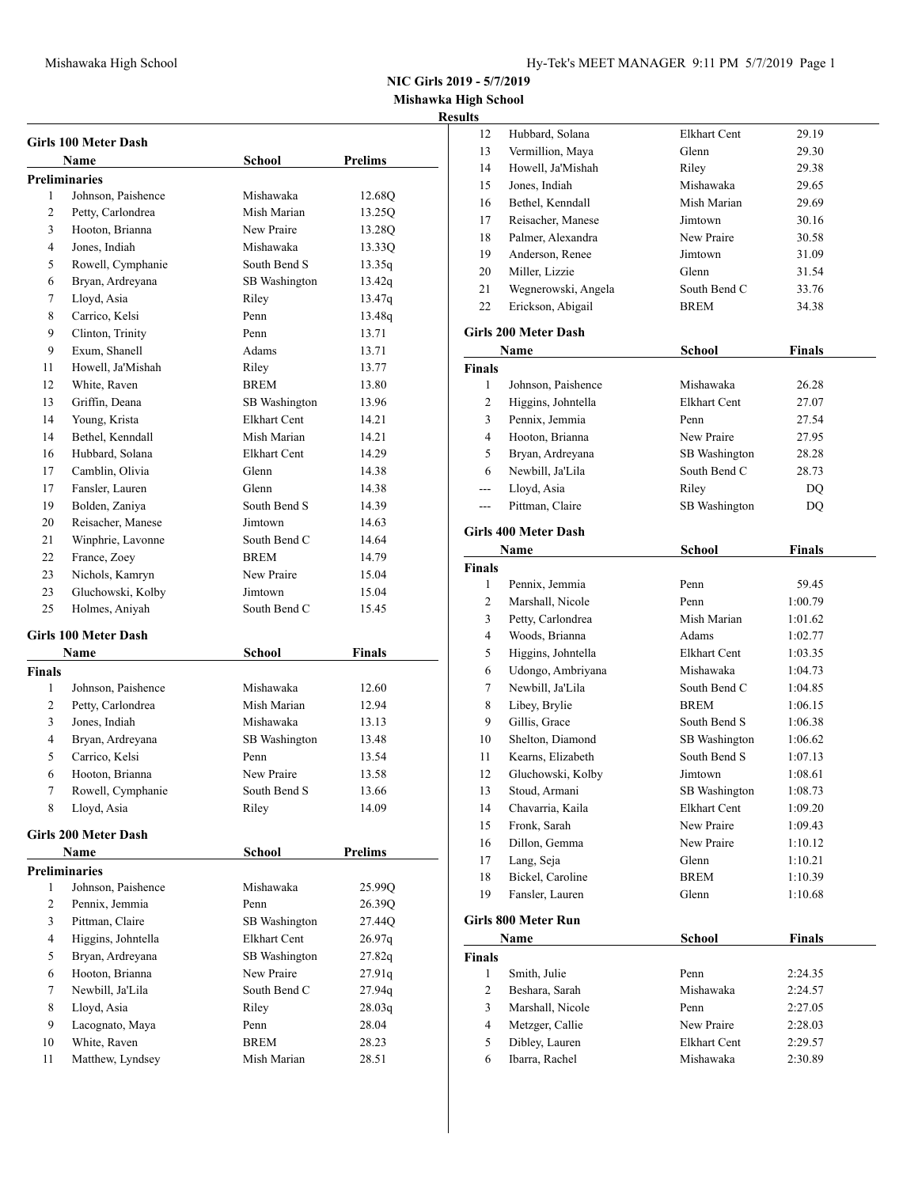**NIC Girls 2019 - 5/7/2019**

**Mishawka High School**

**Results**

### Girls 100 Meter Dash

| | Name | School | Prelims |
|---|---|---|---|
| **Preliminaries** | | | |
| 1 | Johnson, Paishence | Mishawaka | 12.68Q |
| 2 | Petty, Carlondrea | Mish Marian | 13.25Q |
| 3 | Hooton, Brianna | New Praire | 13.28Q |
| 4 | Jones, Indiah | Mishawaka | 13.33Q |
| 5 | Rowell, Cymphanie | South Bend S | 13.35q |
| 6 | Bryan, Ardreyana | SB Washington | 13.42q |
| 7 | Lloyd, Asia | Riley | 13.47q |
| 8 | Carrico, Kelsi | Penn | 13.48q |
| 9 | Clinton, Trinity | Penn | 13.71 |
| 9 | Exum, Shanell | Adams | 13.71 |
| 11 | Howell, Ja'Mishah | Riley | 13.77 |
| 12 | White, Raven | BREM | 13.80 |
| 13 | Griffin, Deana | SB Washington | 13.96 |
| 14 | Young, Krista | Elkhart Cent | 14.21 |
| 14 | Bethel, Kenndall | Mish Marian | 14.21 |
| 16 | Hubbard, Solana | Elkhart Cent | 14.29 |
| 17 | Camblin, Olivia | Glenn | 14.38 |
| 17 | Fansler, Lauren | Glenn | 14.38 |
| 19 | Bolden, Zaniya | South Bend S | 14.39 |
| 20 | Reisacher, Manese | Jimtown | 14.63 |
| 21 | Winphrie, Lavonne | South Bend C | 14.64 |
| 22 | France, Zoey | BREM | 14.79 |
| 23 | Nichols, Kamryn | New Praire | 15.04 |
| 23 | Gluchowski, Kolby | Jimtown | 15.04 |
| 25 | Holmes, Aniyah | South Bend C | 15.45 |

### Girls 100 Meter Dash

| | Name | School | Finals |
|---|---|---|---|
| **Finals** | | | |
| 1 | Johnson, Paishence | Mishawaka | 12.60 |
| 2 | Petty, Carlondrea | Mish Marian | 12.94 |
| 3 | Jones, Indiah | Mishawaka | 13.13 |
| 4 | Bryan, Ardreyana | SB Washington | 13.48 |
| 5 | Carrico, Kelsi | Penn | 13.54 |
| 6 | Hooton, Brianna | New Praire | 13.58 |
| 7 | Rowell, Cymphanie | South Bend S | 13.66 |
| 8 | Lloyd, Asia | Riley | 14.09 |

### Girls 200 Meter Dash

| | Name | School | Prelims |
|---|---|---|---|
| **Preliminaries** | | | |
| 1 | Johnson, Paishence | Mishawaka | 25.99Q |
| 2 | Pennix, Jemmia | Penn | 26.39Q |
| 3 | Pittman, Claire | SB Washington | 27.44Q |
| 4 | Higgins, Johntella | Elkhart Cent | 26.97q |
| 5 | Bryan, Ardreyana | SB Washington | 27.82q |
| 6 | Hooton, Brianna | New Praire | 27.91q |
| 7 | Newbill, Ja'Lila | South Bend C | 27.94q |
| 8 | Lloyd, Asia | Riley | 28.03q |
| 9 | Lacognato, Maya | Penn | 28.04 |
| 10 | White, Raven | BREM | 28.23 |
| 11 | Matthew, Lyndsey | Mish Marian | 28.51 |
| 12 | Hubbard, Solana | Elkhart Cent | 29.19 |
| 13 | Vermillion, Maya | Glenn | 29.30 |
| 14 | Howell, Ja'Mishah | Riley | 29.38 |
| 15 | Jones, Indiah | Mishawaka | 29.65 |
| 16 | Bethel, Kenndall | Mish Marian | 29.69 |
| 17 | Reisacher, Manese | Jimtown | 30.16 |
| 18 | Palmer, Alexandra | New Praire | 30.58 |
| 19 | Anderson, Renee | Jimtown | 31.09 |
| 20 | Miller, Lizzie | Glenn | 31.54 |
| 21 | Wegnerowski, Angela | South Bend C | 33.76 |
| 22 | Erickson, Abigail | BREM | 34.38 |

### Girls 200 Meter Dash

| | Name | School | Finals |
|---|---|---|---|
| **Finals** | | | |
| 1 | Johnson, Paishence | Mishawaka | 26.28 |
| 2 | Higgins, Johntella | Elkhart Cent | 27.07 |
| 3 | Pennix, Jemmia | Penn | 27.54 |
| 4 | Hooton, Brianna | New Praire | 27.95 |
| 5 | Bryan, Ardreyana | SB Washington | 28.28 |
| 6 | Newbill, Ja'Lila | South Bend C | 28.73 |
| --- | Lloyd, Asia | Riley | DQ |
| --- | Pittman, Claire | SB Washington | DQ |

### Girls 400 Meter Dash

| | Name | School | Finals |
|---|---|---|---|
| **Finals** | | | |
| 1 | Pennix, Jemmia | Penn | 59.45 |
| 2 | Marshall, Nicole | Penn | 1:00.79 |
| 3 | Petty, Carlondrea | Mish Marian | 1:01.62 |
| 4 | Woods, Brianna | Adams | 1:02.77 |
| 5 | Higgins, Johntella | Elkhart Cent | 1:03.35 |
| 6 | Udongo, Ambriyana | Mishawaka | 1:04.73 |
| 7 | Newbill, Ja'Lila | South Bend C | 1:04.85 |
| 8 | Libey, Brylie | BREM | 1:06.15 |
| 9 | Gillis, Grace | South Bend S | 1:06.38 |
| 10 | Shelton, Diamond | SB Washington | 1:06.62 |
| 11 | Kearns, Elizabeth | South Bend S | 1:07.13 |
| 12 | Gluchowski, Kolby | Jimtown | 1:08.61 |
| 13 | Stoud, Armani | SB Washington | 1:08.73 |
| 14 | Chavarria, Kaila | Elkhart Cent | 1:09.20 |
| 15 | Fronk, Sarah | New Praire | 1:09.43 |
| 16 | Dillon, Gemma | New Praire | 1:10.12 |
| 17 | Lang, Seja | Glenn | 1:10.21 |
| 18 | Bickel, Caroline | BREM | 1:10.39 |
| 19 | Fansler, Lauren | Glenn | 1:10.68 |

### Girls 800 Meter Run

| | Name | School | Finals |
|---|---|---|---|
| **Finals** | | | |
| 1 | Smith, Julie | Penn | 2:24.35 |
| 2 | Beshara, Sarah | Mishawaka | 2:24.57 |
| 3 | Marshall, Nicole | Penn | 2:27.05 |
| 4 | Metzger, Callie | New Praire | 2:28.03 |
| 5 | Dibley, Lauren | Elkhart Cent | 2:29.57 |
| 6 | Ibarra, Rachel | Mishawaka | 2:30.89 |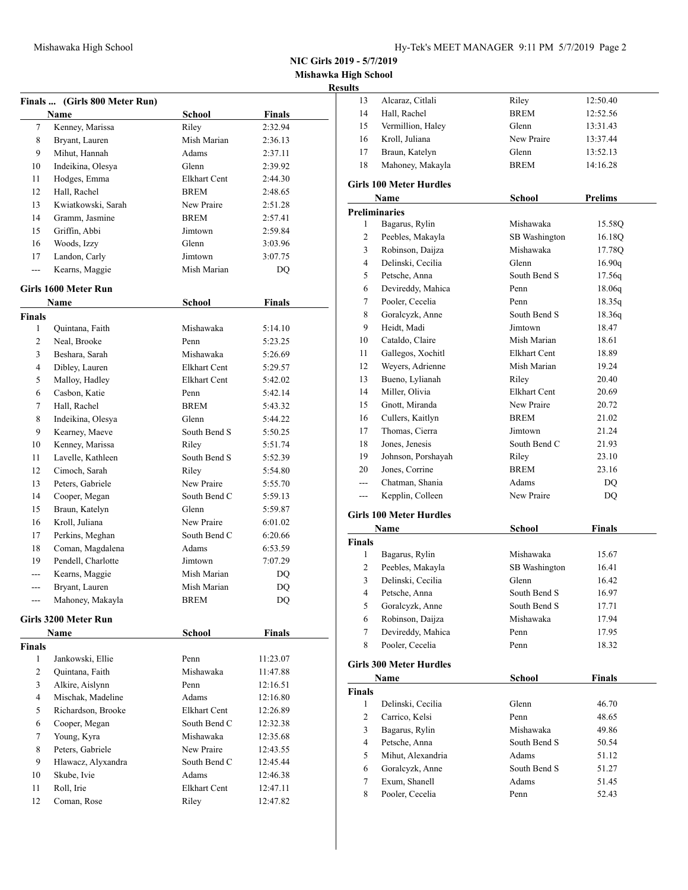NIC Girls 2019 - 5/7/2019
Mishawka High School
Results

## Finals ... (Girls 800 Meter Run)

| | Name | School | Finals |
|---|---|---|---|
| 7 | Kenney, Marissa | Riley | 2:32.94 |
| 8 | Bryant, Lauren | Mish Marian | 2:36.13 |
| 9 | Mihut, Hannah | Adams | 2:37.11 |
| 10 | Indeikina, Olesya | Glenn | 2:39.92 |
| 11 | Hodges, Emma | Elkhart Cent | 2:44.30 |
| 12 | Hall, Rachel | BREM | 2:48.65 |
| 13 | Kwiatkowski, Sarah | New Praire | 2:51.28 |
| 14 | Gramm, Jasmine | BREM | 2:57.41 |
| 15 | Griffin, Abbi | Jimtown | 2:59.84 |
| 16 | Woods, Izzy | Glenn | 3:03.96 |
| 17 | Landon, Carly | Jimtown | 3:07.75 |
| --- | Kearns, Maggie | Mish Marian | DQ |

## Girls 1600 Meter Run

| | Name | School | Finals |
|---|---|---|---|
| **Finals** | | | |
| 1 | Quintana, Faith | Mishawaka | 5:14.10 |
| 2 | Neal, Brooke | Penn | 5:23.25 |
| 3 | Beshara, Sarah | Mishawaka | 5:26.69 |
| 4 | Dibley, Lauren | Elkhart Cent | 5:29.57 |
| 5 | Malloy, Hadley | Elkhart Cent | 5:42.02 |
| 6 | Casbon, Katie | Penn | 5:42.14 |
| 7 | Hall, Rachel | BREM | 5:43.32 |
| 8 | Indeikina, Olesya | Glenn | 5:44.22 |
| 9 | Kearney, Maeve | South Bend S | 5:50.25 |
| 10 | Kenney, Marissa | Riley | 5:51.74 |
| 11 | Lavelle, Kathleen | South Bend S | 5:52.39 |
| 12 | Cimoch, Sarah | Riley | 5:54.80 |
| 13 | Peters, Gabriele | New Praire | 5:55.70 |
| 14 | Cooper, Megan | South Bend C | 5:59.13 |
| 15 | Braun, Katelyn | Glenn | 5:59.87 |
| 16 | Kroll, Juliana | New Praire | 6:01.02 |
| 17 | Perkins, Meghan | South Bend C | 6:20.66 |
| 18 | Coman, Magdalena | Adams | 6:53.59 |
| 19 | Pendell, Charlotte | Jimtown | 7:07.29 |
| --- | Kearns, Maggie | Mish Marian | DQ |
| --- | Bryant, Lauren | Mish Marian | DQ |
| --- | Mahoney, Makayla | BREM | DQ |

## Girls 3200 Meter Run

| | Name | School | Finals |
|---|---|---|---|
| **Finals** | | | |
| 1 | Jankowski, Ellie | Penn | 11:23.07 |
| 2 | Quintana, Faith | Mishawaka | 11:47.88 |
| 3 | Alkire, Aislynn | Penn | 12:16.51 |
| 4 | Mischak, Madeline | Adams | 12:16.80 |
| 5 | Richardson, Brooke | Elkhart Cent | 12:26.89 |
| 6 | Cooper, Megan | South Bend C | 12:32.38 |
| 7 | Young, Kyra | Mishawaka | 12:35.68 |
| 8 | Peters, Gabriele | New Praire | 12:43.55 |
| 9 | Hlawacz, Alyxandra | South Bend C | 12:45.44 |
| 10 | Skube, Ivie | Adams | 12:46.38 |
| 11 | Roll, Irie | Elkhart Cent | 12:47.11 |
| 12 | Coman, Rose | Riley | 12:47.82 |
| 13 | Alcaraz, Citlali | Riley | 12:50.40 |
| 14 | Hall, Rachel | BREM | 12:52.56 |
| 15 | Vermillion, Haley | Glenn | 13:31.43 |
| 16 | Kroll, Juliana | New Praire | 13:37.44 |
| 17 | Braun, Katelyn | Glenn | 13:52.13 |
| 18 | Mahoney, Makayla | BREM | 14:16.28 |

## Girls 100 Meter Hurdles

| | Name | School | Prelims |
|---|---|---|---|
| **Preliminaries** | | | |
| 1 | Bagarus, Rylin | Mishawaka | 15.58Q |
| 2 | Peebles, Makayla | SB Washington | 16.18Q |
| 3 | Robinson, Daijza | Mishawaka | 17.78Q |
| 4 | Delinski, Cecilia | Glenn | 16.90q |
| 5 | Petsche, Anna | South Bend S | 17.56q |
| 6 | Devireddy, Mahica | Penn | 18.06q |
| 7 | Pooler, Cecelia | Penn | 18.35q |
| 8 | Goralcyzk, Anne | South Bend S | 18.36q |
| 9 | Heidt, Madi | Jimtown | 18.47 |
| 10 | Cataldo, Claire | Mish Marian | 18.61 |
| 11 | Gallegos, Xochitl | Elkhart Cent | 18.89 |
| 12 | Weyers, Adrienne | Mish Marian | 19.24 |
| 13 | Bueno, Lylianah | Riley | 20.40 |
| 14 | Miller, Olivia | Elkhart Cent | 20.69 |
| 15 | Gnott, Miranda | New Praire | 20.72 |
| 16 | Cullers, Kaitlyn | BREM | 21.02 |
| 17 | Thomas, Cierra | Jimtown | 21.24 |
| 18 | Jones, Jenesis | South Bend C | 21.93 |
| 19 | Johnson, Porshayah | Riley | 23.10 |
| 20 | Jones, Corrine | BREM | 23.16 |
| --- | Chatman, Shania | Adams | DQ |
| --- | Kepplin, Colleen | New Praire | DQ |

## Girls 100 Meter Hurdles

| | Name | School | Finals |
|---|---|---|---|
| **Finals** | | | |
| 1 | Bagarus, Rylin | Mishawaka | 15.67 |
| 2 | Peebles, Makayla | SB Washington | 16.41 |
| 3 | Delinski, Cecilia | Glenn | 16.42 |
| 4 | Petsche, Anna | South Bend S | 16.97 |
| 5 | Goralcyzk, Anne | South Bend S | 17.71 |
| 6 | Robinson, Daijza | Mishawaka | 17.94 |
| 7 | Devireddy, Mahica | Penn | 17.95 |
| 8 | Pooler, Cecelia | Penn | 18.32 |

## Girls 300 Meter Hurdles

| | Name | School | Finals |
|---|---|---|---|
| **Finals** | | | |
| 1 | Delinski, Cecilia | Glenn | 46.70 |
| 2 | Carrico, Kelsi | Penn | 48.65 |
| 3 | Bagarus, Rylin | Mishawaka | 49.86 |
| 4 | Petsche, Anna | South Bend S | 50.54 |
| 5 | Mihut, Alexandria | Adams | 51.12 |
| 6 | Goralcyzk, Anne | South Bend S | 51.27 |
| 7 | Exum, Shanell | Adams | 51.45 |
| 8 | Pooler, Cecelia | Penn | 52.43 |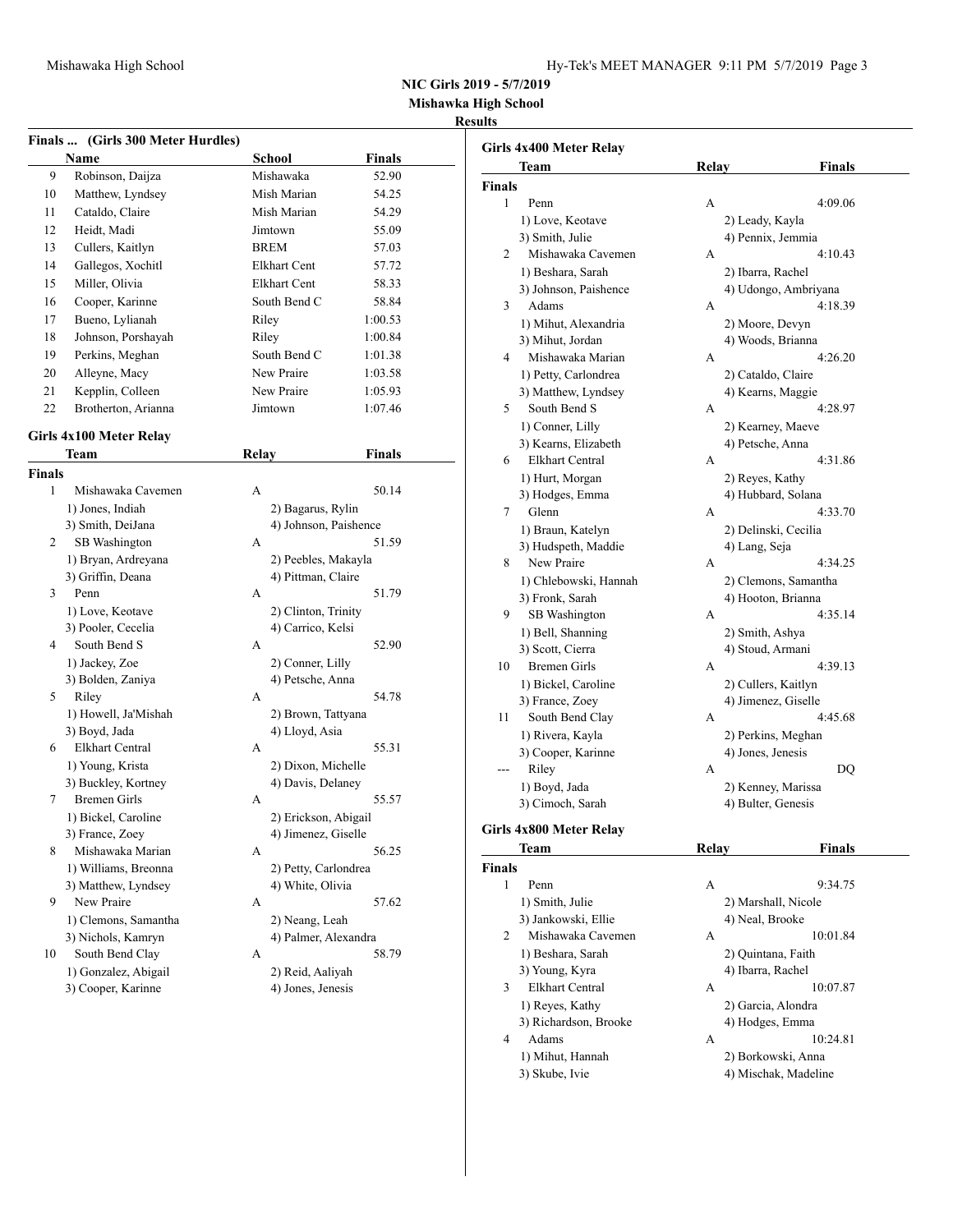## NIC Girls 2019 - 5/7/2019

**Mishawka High School**

**Results**

### Finals ... (Girls 300 Meter Hurdles)

| | Name | School | Finals |
|---|---|---|---|
| 9 | Robinson, Daijza | Mishawaka | 52.90 |
| 10 | Matthew, Lyndsey | Mish Marian | 54.25 |
| 11 | Cataldo, Claire | Mish Marian | 54.29 |
| 12 | Heidt, Madi | Jimtown | 55.09 |
| 13 | Cullers, Kaitlyn | BREM | 57.03 |
| 14 | Gallegos, Xochitl | Elkhart Cent | 57.72 |
| 15 | Miller, Olivia | Elkhart Cent | 58.33 |
| 16 | Cooper, Karinne | South Bend C | 58.84 |
| 17 | Bueno, Lylianah | Riley | 1:00.53 |
| 18 | Johnson, Porshayah | Riley | 1:00.84 |
| 19 | Perkins, Meghan | South Bend C | 1:01.38 |
| 20 | Alleyne, Macy | New Praire | 1:03.58 |
| 21 | Kepplin, Colleen | New Praire | 1:05.93 |
| 22 | Brotherton, Arianna | Jimtown | 1:07.46 |

### Girls 4x100 Meter Relay

| | Team | Relay | Finals |
|---|---|---|---|
| **Finals** | | | |
| 1 | Mishawaka Cavemen | A | 50.14 |
| | 1) Jones, Indiah | 2) Bagarus, Rylin | |
| | 3) Smith, DeiJana | 4) Johnson, Paishence | |
| 2 | SB Washington | A | 51.59 |
| | 1) Bryan, Ardreyana | 2) Peebles, Makayla | |
| | 3) Griffin, Deana | 4) Pittman, Claire | |
| 3 | Penn | A | 51.79 |
| | 1) Love, Keotave | 2) Clinton, Trinity | |
| | 3) Pooler, Cecelia | 4) Carrico, Kelsi | |
| 4 | South Bend S | A | 52.90 |
| | 1) Jackey, Zoe | 2) Conner, Lilly | |
| | 3) Bolden, Zaniya | 4) Petsche, Anna | |
| 5 | Riley | A | 54.78 |
| | 1) Howell, Ja'Mishah | 2) Brown, Tattyana | |
| | 3) Boyd, Jada | 4) Lloyd, Asia | |
| 6 | Elkhart Central | A | 55.31 |
| | 1) Young, Krista | 2) Dixon, Michelle | |
| | 3) Buckley, Kortney | 4) Davis, Delaney | |
| 7 | Bremen Girls | A | 55.57 |
| | 1) Bickel, Caroline | 2) Erickson, Abigail | |
| | 3) France, Zoey | 4) Jimenez, Giselle | |
| 8 | Mishawaka Marian | A | 56.25 |
| | 1) Williams, Breonna | 2) Petty, Carlondrea | |
| | 3) Matthew, Lyndsey | 4) White, Olivia | |
| 9 | New Praire | A | 57.62 |
| | 1) Clemons, Samantha | 2) Neang, Leah | |
| | 3) Nichols, Kamryn | 4) Palmer, Alexandra | |
| 10 | South Bend Clay | A | 58.79 |
| | 1) Gonzalez, Abigail | 2) Reid, Aaliyah | |
| | 3) Cooper, Karinne | 4) Jones, Jenesis | |

### Girls 4x400 Meter Relay

| | Team | Relay | Finals |
|---|---|---|---|
| **Finals** | | | |
| 1 | Penn | A | 4:09.06 |
| | 1) Love, Keotave | 2) Leady, Kayla | |
| | 3) Smith, Julie | 4) Pennix, Jemmia | |
| 2 | Mishawaka Cavemen | A | 4:10.43 |
| | 1) Beshara, Sarah | 2) Ibarra, Rachel | |
| | 3) Johnson, Paishence | 4) Udongo, Ambriyana | |
| 3 | Adams | A | 4:18.39 |
| | 1) Mihut, Alexandria | 2) Moore, Devyn | |
| | 3) Mihut, Jordan | 4) Woods, Brianna | |
| 4 | Mishawaka Marian | A | 4:26.20 |
| | 1) Petty, Carlondrea | 2) Cataldo, Claire | |
| | 3) Matthew, Lyndsey | 4) Kearns, Maggie | |
| 5 | South Bend S | A | 4:28.97 |
| | 1) Conner, Lilly | 2) Kearney, Maeve | |
| | 3) Kearns, Elizabeth | 4) Petsche, Anna | |
| 6 | Elkhart Central | A | 4:31.86 |
| | 1) Hurt, Morgan | 2) Reyes, Kathy | |
| | 3) Hodges, Emma | 4) Hubbard, Solana | |
| 7 | Glenn | A | 4:33.70 |
| | 1) Braun, Katelyn | 2) Delinski, Cecilia | |
| | 3) Hudspeth, Maddie | 4) Lang, Seja | |
| 8 | New Praire | A | 4:34.25 |
| | 1) Chlebowski, Hannah | 2) Clemons, Samantha | |
| | 3) Fronk, Sarah | 4) Hooton, Brianna | |
| 9 | SB Washington | A | 4:35.14 |
| | 1) Bell, Shanning | 2) Smith, Ashya | |
| | 3) Scott, Cierra | 4) Stoud, Armani | |
| 10 | Bremen Girls | A | 4:39.13 |
| | 1) Bickel, Caroline | 2) Cullers, Kaitlyn | |
| | 3) France, Zoey | 4) Jimenez, Giselle | |
| 11 | South Bend Clay | A | 4:45.68 |
| | 1) Rivera, Kayla | 2) Perkins, Meghan | |
| | 3) Cooper, Karinne | 4) Jones, Jenesis | |
| --- | Riley | A | DQ |
| | 1) Boyd, Jada | 2) Kenney, Marissa | |
| | 3) Cimoch, Sarah | 4) Bulter, Genesis | |

### Girls 4x800 Meter Relay

| | Team | Relay | Finals |
|---|---|---|---|
| **Finals** | | | |
| 1 | Penn | A | 9:34.75 |
| | 1) Smith, Julie | 2) Marshall, Nicole | |
| | 3) Jankowski, Ellie | 4) Neal, Brooke | |
| 2 | Mishawaka Cavemen | A | 10:01.84 |
| | 1) Beshara, Sarah | 2) Quintana, Faith | |
| | 3) Young, Kyra | 4) Ibarra, Rachel | |
| 3 | Elkhart Central | A | 10:07.87 |
| | 1) Reyes, Kathy | 2) Garcia, Alondra | |
| | 3) Richardson, Brooke | 4) Hodges, Emma | |
| 4 | Adams | A | 10:24.81 |
| | 1) Mihut, Hannah | 2) Borkowski, Anna | |
| | 3) Skube, Ivie | 4) Mischak, Madeline | |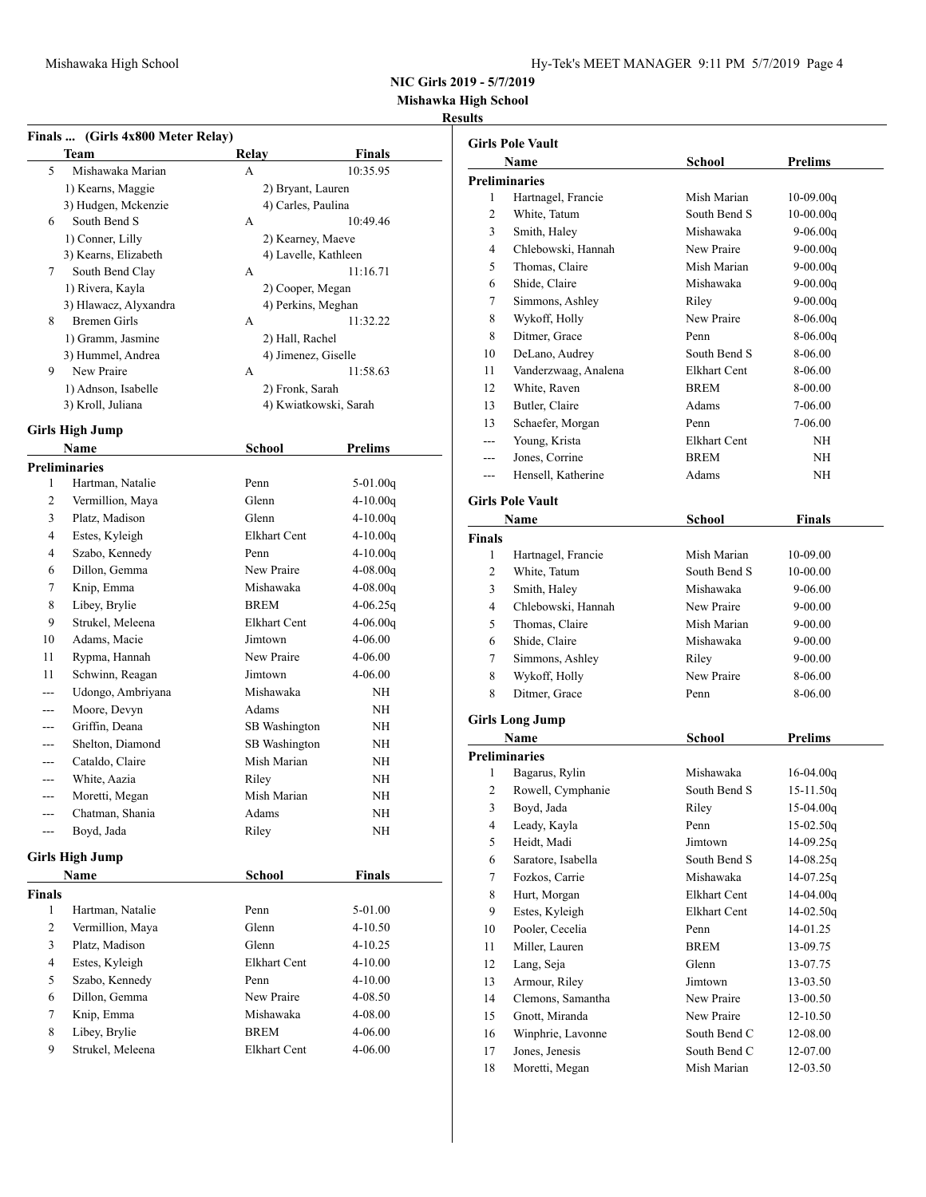**NIC Girls 2019 - 5/7/2019**
**Mishawka High School**
**Results**

### Finals ... (Girls 4x800 Meter Relay)

| | Team | Relay | Finals |
|---|---|---|---|
| 5 | Mishawaka Marian | A | 10:35.95 |
| | 1) Kearns, Maggie | 2) Bryant, Lauren | |
| | 3) Hudgen, Mckenzie | 4) Carles, Paulina | |
| 6 | South Bend S | A | 10:49.46 |
| | 1) Conner, Lilly | 2) Kearney, Maeve | |
| | 3) Kearns, Elizabeth | 4) Lavelle, Kathleen | |
| 7 | South Bend Clay | A | 11:16.71 |
| | 1) Rivera, Kayla | 2) Cooper, Megan | |
| | 3) Hlawacz, Alyxandra | 4) Perkins, Meghan | |
| 8 | Bremen Girls | A | 11:32.22 |
| | 1) Gramm, Jasmine | 2) Hall, Rachel | |
| | 3) Hummel, Andrea | 4) Jimenez, Giselle | |
| 9 | New Praire | A | 11:58.63 |
| | 1) Adnson, Isabelle | 2) Fronk, Sarah | |
| | 3) Kroll, Juliana | 4) Kwiatkowski, Sarah | |

### Girls High Jump

| | Name | School | Prelims |
|---|---|---|---|
| **Preliminaries** | | | |
| 1 | Hartman, Natalie | Penn | 5-01.00q |
| 2 | Vermillion, Maya | Glenn | 4-10.00q |
| 3 | Platz, Madison | Glenn | 4-10.00q |
| 4 | Estes, Kyleigh | Elkhart Cent | 4-10.00q |
| 4 | Szabo, Kennedy | Penn | 4-10.00q |
| 6 | Dillon, Gemma | New Praire | 4-08.00q |
| 7 | Knip, Emma | Mishawaka | 4-08.00q |
| 8 | Libey, Brylie | BREM | 4-06.25q |
| 9 | Strukel, Meleena | Elkhart Cent | 4-06.00q |
| 10 | Adams, Macie | Jimtown | 4-06.00 |
| 11 | Rypma, Hannah | New Praire | 4-06.00 |
| 11 | Schwinn, Reagan | Jimtown | 4-06.00 |
| --- | Udongo, Ambriyana | Mishawaka | NH |
| --- | Moore, Devyn | Adams | NH |
| --- | Griffin, Deana | SB Washington | NH |
| --- | Shelton, Diamond | SB Washington | NH |
| --- | Cataldo, Claire | Mish Marian | NH |
| --- | White, Aazia | Riley | NH |
| --- | Moretti, Megan | Mish Marian | NH |
| --- | Chatman, Shania | Adams | NH |
| --- | Boyd, Jada | Riley | NH |

### Girls High Jump

| | Name | School | Finals |
|---|---|---|---|
| **Finals** | | | |
| 1 | Hartman, Natalie | Penn | 5-01.00 |
| 2 | Vermillion, Maya | Glenn | 4-10.50 |
| 3 | Platz, Madison | Glenn | 4-10.25 |
| 4 | Estes, Kyleigh | Elkhart Cent | 4-10.00 |
| 5 | Szabo, Kennedy | Penn | 4-10.00 |
| 6 | Dillon, Gemma | New Praire | 4-08.50 |
| 7 | Knip, Emma | Mishawaka | 4-08.00 |
| 8 | Libey, Brylie | BREM | 4-06.00 |
| 9 | Strukel, Meleena | Elkhart Cent | 4-06.00 |

### Girls Pole Vault

| | Name | School | Prelims |
|---|---|---|---|
| **Preliminaries** | | | |
| 1 | Hartnagel, Francie | Mish Marian | 10-09.00q |
| 2 | White, Tatum | South Bend S | 10-00.00q |
| 3 | Smith, Haley | Mishawaka | 9-06.00q |
| 4 | Chlebowski, Hannah | New Praire | 9-00.00q |
| 5 | Thomas, Claire | Mish Marian | 9-00.00q |
| 6 | Shide, Claire | Mishawaka | 9-00.00q |
| 7 | Simmons, Ashley | Riley | 9-00.00q |
| 8 | Wykoff, Holly | New Praire | 8-06.00q |
| 8 | Ditmer, Grace | Penn | 8-06.00q |
| 10 | DeLano, Audrey | South Bend S | 8-06.00 |
| 11 | Vanderzwaag, Analena | Elkhart Cent | 8-06.00 |
| 12 | White, Raven | BREM | 8-00.00 |
| 13 | Butler, Claire | Adams | 7-06.00 |
| 13 | Schaefer, Morgan | Penn | 7-06.00 |
| --- | Young, Krista | Elkhart Cent | NH |
| --- | Jones, Corrine | BREM | NH |
| --- | Hensell, Katherine | Adams | NH |

### Girls Pole Vault

| | Name | School | Finals |
|---|---|---|---|
| **Finals** | | | |
| 1 | Hartnagel, Francie | Mish Marian | 10-09.00 |
| 2 | White, Tatum | South Bend S | 10-00.00 |
| 3 | Smith, Haley | Mishawaka | 9-06.00 |
| 4 | Chlebowski, Hannah | New Praire | 9-00.00 |
| 5 | Thomas, Claire | Mish Marian | 9-00.00 |
| 6 | Shide, Claire | Mishawaka | 9-00.00 |
| 7 | Simmons, Ashley | Riley | 9-00.00 |
| 8 | Wykoff, Holly | New Praire | 8-06.00 |
| 8 | Ditmer, Grace | Penn | 8-06.00 |

### Girls Long Jump

| | Name | School | Prelims |
|---|---|---|---|
| **Preliminaries** | | | |
| 1 | Bagarus, Rylin | Mishawaka | 16-04.00q |
| 2 | Rowell, Cymphanie | South Bend S | 15-11.50q |
| 3 | Boyd, Jada | Riley | 15-04.00q |
| 4 | Leady, Kayla | Penn | 15-02.50q |
| 5 | Heidt, Madi | Jimtown | 14-09.25q |
| 6 | Saratore, Isabella | South Bend S | 14-08.25q |
| 7 | Fozkos, Carrie | Mishawaka | 14-07.25q |
| 8 | Hurt, Morgan | Elkhart Cent | 14-04.00q |
| 9 | Estes, Kyleigh | Elkhart Cent | 14-02.50q |
| 10 | Pooler, Cecelia | Penn | 14-01.25 |
| 11 | Miller, Lauren | BREM | 13-09.75 |
| 12 | Lang, Seja | Glenn | 13-07.75 |
| 13 | Armour, Riley | Jimtown | 13-03.50 |
| 14 | Clemons, Samantha | New Praire | 13-00.50 |
| 15 | Gnott, Miranda | New Praire | 12-10.50 |
| 16 | Winphrie, Lavonne | South Bend C | 12-08.00 |
| 17 | Jones, Jenesis | South Bend C | 12-07.00 |
| 18 | Moretti, Megan | Mish Marian | 12-03.50 |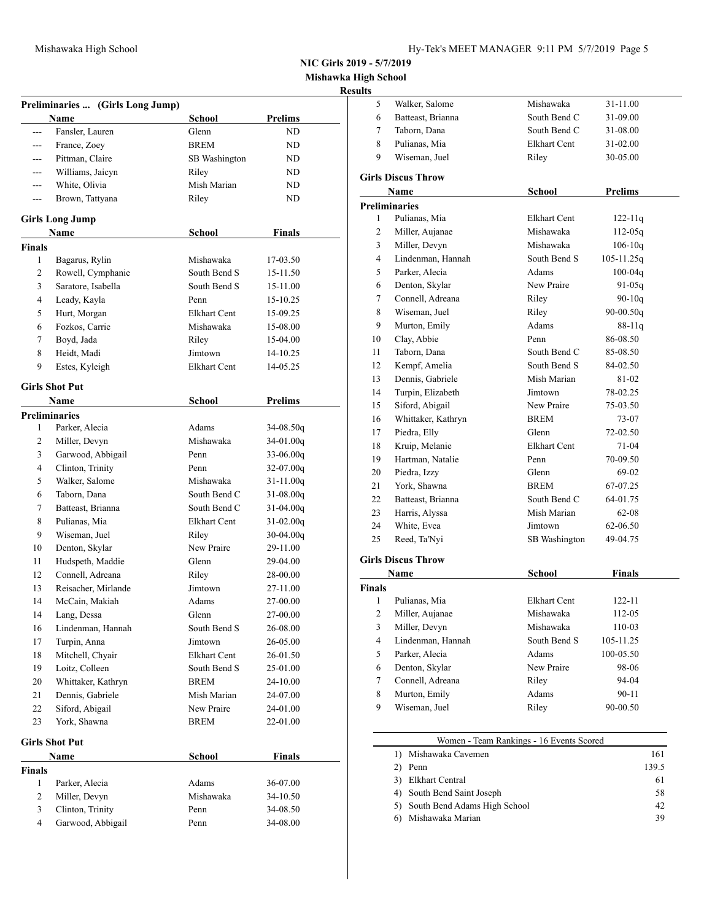## NIC Girls 2019 - 5/7/2019

## Mishawka High School

## Results

### Preliminaries ... (Girls Long Jump)

| | Name | School | Prelims |
|---|---|---|---|
| --- | Fansler, Lauren | Glenn | ND |
| --- | France, Zoey | BREM | ND |
| --- | Pittman, Claire | SB Washington | ND |
| --- | Williams, Jaicyn | Riley | ND |
| --- | White, Olivia | Mish Marian | ND |
| --- | Brown, Tattyana | Riley | ND |

### Girls Long Jump

| | Name | School | Finals |
|---|---|---|---|
| **Finals** | | | |
| 1 | Bagarus, Rylin | Mishawaka | 17-03.50 |
| 2 | Rowell, Cymphanie | South Bend S | 15-11.50 |
| 3 | Saratore, Isabella | South Bend S | 15-11.00 |
| 4 | Leady, Kayla | Penn | 15-10.25 |
| 5 | Hurt, Morgan | Elkhart Cent | 15-09.25 |
| 6 | Fozkos, Carrie | Mishawaka | 15-08.00 |
| 7 | Boyd, Jada | Riley | 15-04.00 |
| 8 | Heidt, Madi | Jimtown | 14-10.25 |
| 9 | Estes, Kyleigh | Elkhart Cent | 14-05.25 |

### Girls Shot Put

| | Name | School | Prelims |
|---|---|---|---|
| **Preliminaries** | | | |
| 1 | Parker, Alecia | Adams | 34-08.50q |
| 2 | Miller, Devyn | Mishawaka | 34-01.00q |
| 3 | Garwood, Abbigail | Penn | 33-06.00q |
| 4 | Clinton, Trinity | Penn | 32-07.00q |
| 5 | Walker, Salome | Mishawaka | 31-11.00q |
| 6 | Taborn, Dana | South Bend C | 31-08.00q |
| 7 | Batteast, Brianna | South Bend C | 31-04.00q |
| 8 | Pulianas, Mia | Elkhart Cent | 31-02.00q |
| 9 | Wiseman, Juel | Riley | 30-04.00q |
| 10 | Denton, Skylar | New Praire | 29-11.00 |
| 11 | Hudspeth, Maddie | Glenn | 29-04.00 |
| 12 | Connell, Adreana | Riley | 28-00.00 |
| 13 | Reisacher, Mirlande | Jimtown | 27-11.00 |
| 14 | McCain, Makiah | Adams | 27-00.00 |
| 14 | Lang, Dessa | Glenn | 27-00.00 |
| 16 | Lindenman, Hannah | South Bend S | 26-08.00 |
| 17 | Turpin, Anna | Jimtown | 26-05.00 |
| 18 | Mitchell, Chyair | Elkhart Cent | 26-01.50 |
| 19 | Loitz, Colleen | South Bend S | 25-01.00 |
| 20 | Whittaker, Kathryn | BREM | 24-10.00 |
| 21 | Dennis, Gabriele | Mish Marian | 24-07.00 |
| 22 | Siford, Abigail | New Praire | 24-01.00 |
| 23 | York, Shawna | BREM | 22-01.00 |

### Girls Shot Put

| | Name | School | Finals |
|---|---|---|---|
| **Finals** | | | |
| 1 | Parker, Alecia | Adams | 36-07.00 |
| 2 | Miller, Devyn | Mishawaka | 34-10.50 |
| 3 | Clinton, Trinity | Penn | 34-08.50 |
| 4 | Garwood, Abbigail | Penn | 34-08.00 |
| 5 | Walker, Salome | Mishawaka | 31-11.00 |
| 6 | Batteast, Brianna | South Bend C | 31-09.00 |
| 7 | Taborn, Dana | South Bend C | 31-08.00 |
| 8 | Pulianas, Mia | Elkhart Cent | 31-02.00 |
| 9 | Wiseman, Juel | Riley | 30-05.00 |

### Girls Discus Throw

| | Name | School | Prelims |
|---|---|---|---|
| **Preliminaries** | | | |
| 1 | Pulianas, Mia | Elkhart Cent | 122-11q |
| 2 | Miller, Aujanae | Mishawaka | 112-05q |
| 3 | Miller, Devyn | Mishawaka | 106-10q |
| 4 | Lindenman, Hannah | South Bend S | 105-11.25q |
| 5 | Parker, Alecia | Adams | 100-04q |
| 6 | Denton, Skylar | New Praire | 91-05q |
| 7 | Connell, Adreana | Riley | 90-10q |
| 8 | Wiseman, Juel | Riley | 90-00.50q |
| 9 | Murton, Emily | Adams | 88-11q |
| 10 | Clay, Abbie | Penn | 86-08.50 |
| 11 | Taborn, Dana | South Bend C | 85-08.50 |
| 12 | Kempf, Amelia | South Bend S | 84-02.50 |
| 13 | Dennis, Gabriele | Mish Marian | 81-02 |
| 14 | Turpin, Elizabeth | Jimtown | 78-02.25 |
| 15 | Siford, Abigail | New Praire | 75-03.50 |
| 16 | Whittaker, Kathryn | BREM | 73-07 |
| 17 | Piedra, Elly | Glenn | 72-02.50 |
| 18 | Kruip, Melanie | Elkhart Cent | 71-04 |
| 19 | Hartman, Natalie | Penn | 70-09.50 |
| 20 | Piedra, Izzy | Glenn | 69-02 |
| 21 | York, Shawna | BREM | 67-07.25 |
| 22 | Batteast, Brianna | South Bend C | 64-01.75 |
| 23 | Harris, Alyssa | Mish Marian | 62-08 |
| 24 | White, Evea | Jimtown | 62-06.50 |
| 25 | Reed, Ta'Nyi | SB Washington | 49-04.75 |

### Girls Discus Throw

| | Name | School | Finals |
|---|---|---|---|
| **Finals** | | | |
| 1 | Pulianas, Mia | Elkhart Cent | 122-11 |
| 2 | Miller, Aujanae | Mishawaka | 112-05 |
| 3 | Miller, Devyn | Mishawaka | 110-03 |
| 4 | Lindenman, Hannah | South Bend S | 105-11.25 |
| 5 | Parker, Alecia | Adams | 100-05.50 |
| 6 | Denton, Skylar | New Praire | 98-06 |
| 7 | Connell, Adreana | Riley | 94-04 |
| 8 | Murton, Emily | Adams | 90-11 |
| 9 | Wiseman, Juel | Riley | 90-00.50 |

### Women - Team Rankings - 16 Events Scored

| | Team | Points |
|---|---|---|
| 1) | Mishawaka Cavemen | 161 |
| 2) | Penn | 139.5 |
| 3) | Elkhart Central | 61 |
| 4) | South Bend Saint Joseph | 58 |
| 5) | South Bend Adams High School | 42 |
| 6) | Mishawaka Marian | 39 |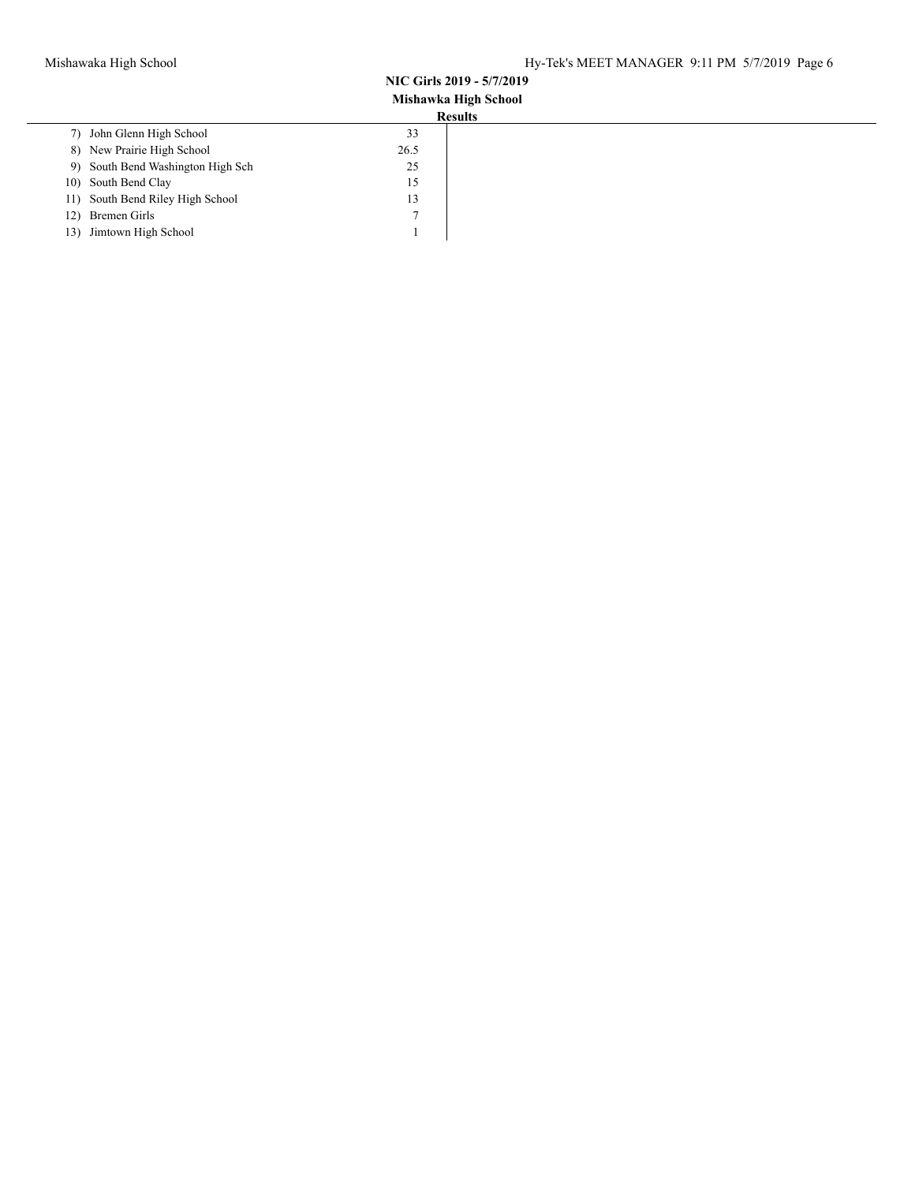| | | |
|---|---|---|
| 7) | John Glenn High School | 33 |
| 8) | New Prairie High School | 26.5 |
| 9) | South Bend Washington High Sch | 25 |
| 10) | South Bend Clay | 15 |
| 11) | South Bend Riley High School | 13 |
| 12) | Bremen Girls | 7 |
| 13) | Jimtown High School | 1 |